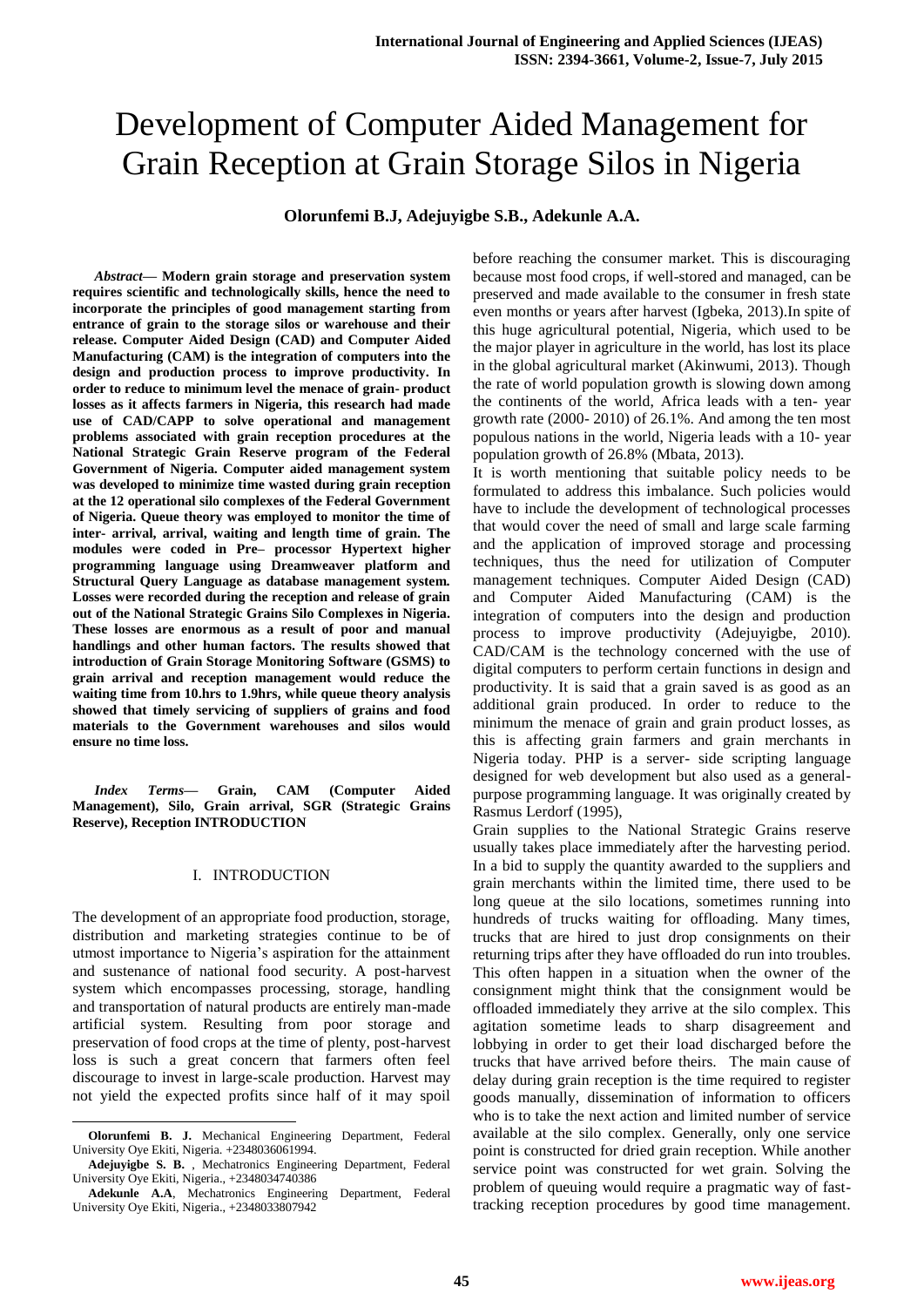# Development of Computer Aided Management for Grain Reception at Grain Storage Silos in Nigeria

**Olorunfemi B.J, Adejuyigbe S.B., Adekunle A.A.**

***Abstract*— Modern grain storage and preservation system requires scientific and technologically skills, hence the need to incorporate the principles of good management starting from entrance of grain to the storage silos or warehouse and their release. Computer Aided Design (CAD) and Computer Aided Manufacturing (CAM) is the integration of computers into the design and production process to improve productivity. In order to reduce to minimum level the menace of grain- product losses as it affects farmers in Nigeria, this research had made use of CAD/CAPP to solve operational and management problems associated with grain reception procedures at the National Strategic Grain Reserve program of the Federal Government of Nigeria. Computer aided management system was developed to minimize time wasted during grain reception at the 12 operational silo complexes of the Federal Government of Nigeria. Queue theory was employed to monitor the time of inter- arrival, arrival, waiting and length time of grain. The modules were coded in Pre– processor Hypertext higher programming language using Dreamweaver platform and Structural Query Language as database management system. Losses were recorded during the reception and release of grain out of the National Strategic Grains Silo Complexes in Nigeria. These losses are enormous as a result of poor and manual handlings and other human factors. The results showed that introduction of Grain Storage Monitoring Software (GSMS) to grain arrival and reception management would reduce the waiting time from 10.hrs to 1.9hrs, while queue theory analysis showed that timely servicing of suppliers of grains and food materials to the Government warehouses and silos would ensure no time loss.**

***Index Terms*— Grain, CAM (Computer Aided Management), Silo, Grain arrival, SGR (Strategic Grains Reserve), Reception INTRODUCTION**

## I. INTRODUCTION

The development of an appropriate food production, storage, distribution and marketing strategies continue to be of utmost importance to Nigeria's aspiration for the attainment and sustenance of national food security. A post-harvest system which encompasses processing, storage, handling and transportation of natural products are entirely man-made artificial system. Resulting from poor storage and preservation of food crops at the time of plenty, post-harvest loss is such a great concern that farmers often feel discourage to invest in large-scale production. Harvest may not yield the expected profits since half of it may spoil before reaching the consumer market. This is discouraging because most food crops, if well-stored and managed, can be preserved and made available to the consumer in fresh state even months or years after harvest (Igbeka, 2013).In spite of this huge agricultural potential, Nigeria, which used to be the major player in agriculture in the world, has lost its place in the global agricultural market (Akinwumi, 2013). Though the rate of world population growth is slowing down among the continents of the world, Africa leads with a ten- year growth rate (2000- 2010) of 26.1%. And among the ten most populous nations in the world, Nigeria leads with a 10- year population growth of 26.8% (Mbata, 2013).

It is worth mentioning that suitable policy needs to be formulated to address this imbalance. Such policies would have to include the development of technological processes that would cover the need of small and large scale farming and the application of improved storage and processing techniques, thus the need for utilization of Computer management techniques. Computer Aided Design (CAD) and Computer Aided Manufacturing (CAM) is the integration of computers into the design and production process to improve productivity (Adejuyigbe, 2010). CAD/CAM is the technology concerned with the use of digital computers to perform certain functions in design and productivity. It is said that a grain saved is as good as an additional grain produced. In order to reduce to the minimum the menace of grain and grain product losses, as this is affecting grain farmers and grain merchants in Nigeria today. PHP is a server- side scripting language designed for web development but also used as a general-purpose programming language. It was originally created by Rasmus Lerdorf (1995),

Grain supplies to the National Strategic Grains reserve usually takes place immediately after the harvesting period. In a bid to supply the quantity awarded to the suppliers and grain merchants within the limited time, there used to be long queue at the silo locations, sometimes running into hundreds of trucks waiting for offloading. Many times, trucks that are hired to just drop consignments on their returning trips after they have offloaded do run into troubles. This often happen in a situation when the owner of the consignment might think that the consignment would be offloaded immediately they arrive at the silo complex. This agitation sometime leads to sharp disagreement and lobbying in order to get their load discharged before the trucks that have arrived before theirs. The main cause of delay during grain reception is the time required to register goods manually, dissemination of information to officers who is to take the next action and limited number of service available at the silo complex. Generally, only one service point is constructed for dried grain reception. While another service point was constructed for wet grain. Solving the problem of queuing would require a pragmatic way of fast-tracking reception procedures by good time management.

**Olorunfemi B. J.** Mechanical Engineering Department, Federal University Oye Ekiti, Nigeria. +2348036061994.

**Adejuyigbe S. B.** , Mechatronics Engineering Department, Federal University Oye Ekiti, Nigeria., +2348034740386

**Adekunle A.A**, Mechatronics Engineering Department, Federal University Oye Ekiti, Nigeria., +2348033807942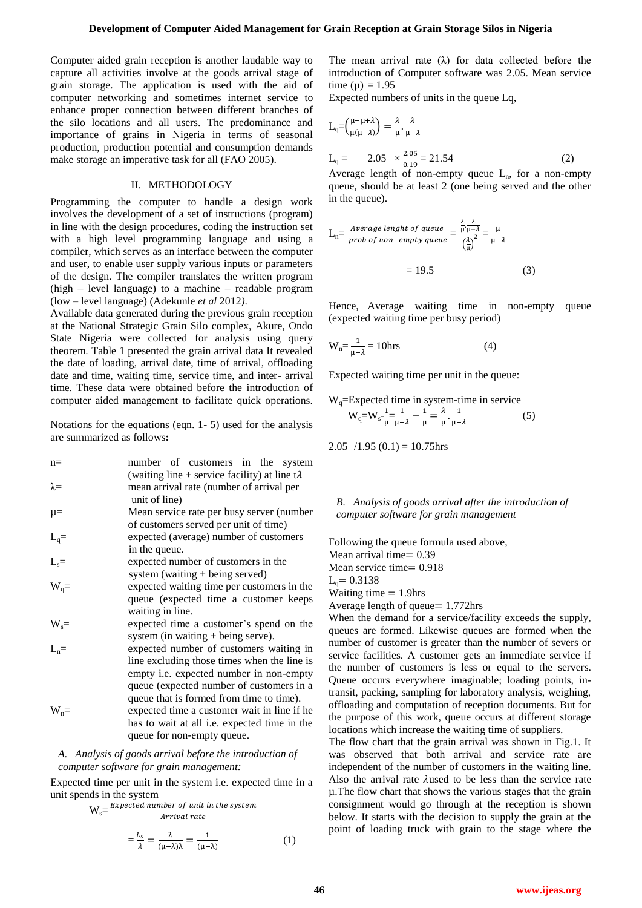Computer aided grain reception is another laudable way to capture all activities involve at the goods arrival stage of grain storage. The application is used with the aid of computer networking and sometimes internet service to enhance proper connection between different branches of the silo locations and all users. The predominance and importance of grains in Nigeria in terms of seasonal production, production potential and consumption demands make storage an imperative task for all (FAO 2005).

## II. METHODOLOGY

Programming the computer to handle a design work involves the development of a set of instructions (program) in line with the design procedures, coding the instruction set with a high level programming language and using a compiler, which serves as an interface between the computer and user, to enable user supply various inputs or parameters of the design. The compiler translates the written program (high – level language) to a machine – readable program (low – level language) (Adekunle *et al* 2012*)*.

Available data generated during the previous grain reception at the National Strategic Grain Silo complex, Akure, Ondo State Nigeria were collected for analysis using query theorem. Table 1 presented the grain arrival data It revealed the date of loading, arrival date, time of arrival, offloading date and time, waiting time, service time, and inter- arrival time. These data were obtained before the introduction of computer aided management to facilitate quick operations.

Notations for the equations (eqn. 1- 5) used for the analysis are summarized as follows**:**

- $n$= number of customers in the system (waiting line + service facility) at line $t\lambda$
- $\lambda$= mean arrival rate (number of arrival per unit of line)
- $\mu$= Mean service rate per busy server (number of customers served per unit of time)
- $L_q$= expected (average) number of customers in the queue.
- $L_s$= expected number of customers in the system (waiting + being served)
- $W_q$= expected waiting time per customers in the queue (expected time a customer keeps waiting in line.
- $W_s$= expected time a customer's spend on the system (in waiting + being serve).
- $L_n$= expected number of customers waiting in line excluding those times when the line is empty i.e. expected number in non-empty queue (expected number of customers in a queue that is formed from time to time).
- $W_n$= expected time a customer wait in line if he has to wait at all i.e. expected time in the queue for non-empty queue.

### *A. Analysis of goods arrival before the introduction of computer software for grain management:*

Expected time per unit in the system i.e. expected time in a unit spends in the system

$$W_s = \frac{\text{Expected number of unit in the system}}{\text{Arrival rate}}$$

$$= \frac{L_s}{\lambda} = \frac{\lambda}{(\mu-\lambda)\lambda} = \frac{1}{(\mu-\lambda)} \qquad (1)$$

The mean arrival rate ($\lambda$) for data collected before the introduction of Computer software was 2.05. Mean service time ($\mu$) = 1.95

Expected numbers of units in the queue Lq,

$$L_q = \left(\frac{\mu-\mu+\lambda}{\mu(\mu-\lambda)}\right) = \frac{\lambda}{\mu} \cdot \frac{\lambda}{\mu-\lambda}$$

$$L_q = \quad 2.05 \quad \times \frac{2.05}{0.19} = 21.54 \qquad (2)$$

Average length of non-empty queue $L_n$, for a non-empty queue, should be at least 2 (one being served and the other in the queue).

$$L_n = \frac{\text{Average lenght of queue}}{\text{prob of non-empty queue}} = \frac{\frac{\lambda}{\mu}\frac{\lambda}{\mu-\lambda}}{\left(\frac{\lambda}{\mu}\right)^2} = \frac{\mu}{\mu-\lambda}$$

$$= 19.5 \qquad (3)$$

Hence, Average waiting time in non-empty queue (expected waiting time per busy period)

$$W_n = \frac{1}{\mu-\lambda} = 10\text{hrs} \qquad (4)$$

Expected waiting time per unit in the queue:

$W_q$=Expected time in system-time in service

$$W_q = W_s - \frac{1}{\mu} = \frac{1}{\mu-\lambda} - \frac{1}{\mu} = \frac{\lambda}{\mu} \cdot \frac{1}{\mu-\lambda} \qquad (5)$$

2.05 /1.95 (0.1) = 10.75hrs

### *B. Analysis of goods arrival after the introduction of computer software for grain management*

Following the queue formula used above,

Mean arrival time= 0.39

Mean service time= 0.918

$L_q$= 0.3138

Waiting time = 1.9hrs

Average length of queue= 1.772hrs

When the demand for a service/facility exceeds the supply, queues are formed. Likewise queues are formed when the number of customer is greater than the number of severs or service facilities. A customer gets an immediate service if the number of customers is less or equal to the servers. Queue occurs everywhere imaginable; loading points, in-transit, packing, sampling for laboratory analysis, weighing, offloading and computation of reception documents. But for the purpose of this work, queue occurs at different storage locations which increase the waiting time of suppliers.

The flow chart that the grain arrival was shown in Fig.1. It was observed that both arrival and service rate are independent of the number of customers in the waiting line. Also the arrival rate $\lambda$used to be less than the service rate $\mu$.The flow chart that shows the various stages that the grain consignment would go through at the reception is shown below. It starts with the decision to supply the grain at the point of loading truck with grain to the stage where the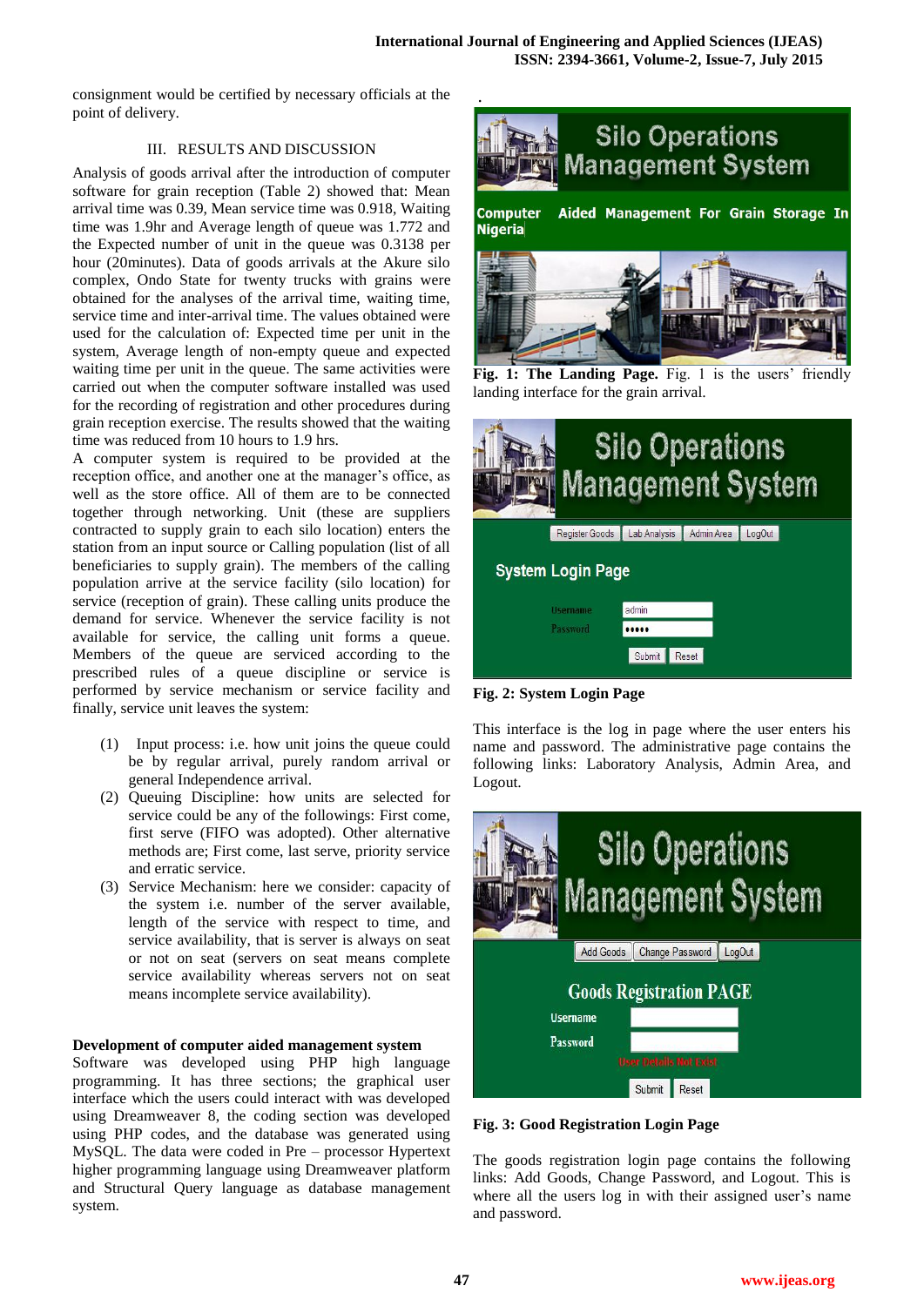consignment would be certified by necessary officials at the point of delivery.

## III. RESULTS AND DISCUSSION

Analysis of goods arrival after the introduction of computer software for grain reception (Table 2) showed that: Mean arrival time was 0.39, Mean service time was 0.918, Waiting time was 1.9hr and Average length of queue was 1.772 and the Expected number of unit in the queue was 0.3138 per hour (20minutes). Data of goods arrivals at the Akure silo complex, Ondo State for twenty trucks with grains were obtained for the analyses of the arrival time, waiting time, service time and inter-arrival time. The values obtained were used for the calculation of: Expected time per unit in the system, Average length of non-empty queue and expected waiting time per unit in the queue. The same activities were carried out when the computer software installed was used for the recording of registration and other procedures during grain reception exercise. The results showed that the waiting time was reduced from 10 hours to 1.9 hrs.

A computer system is required to be provided at the reception office, and another one at the manager's office, as well as the store office. All of them are to be connected together through networking. Unit (these are suppliers contracted to supply grain to each silo location) enters the station from an input source or Calling population (list of all beneficiaries to supply grain). The members of the calling population arrive at the service facility (silo location) for service (reception of grain). These calling units produce the demand for service. Whenever the service facility is not available for service, the calling unit forms a queue. Members of the queue are serviced according to the prescribed rules of a queue discipline or service is performed by service mechanism or service facility and finally, service unit leaves the system:

(1) Input process: i.e. how unit joins the queue could be by regular arrival, purely random arrival or general Independence arrival.
(2) Queuing Discipline: how units are selected for service could be any of the followings: First come, first serve (FIFO was adopted). Other alternative methods are; First come, last serve, priority service and erratic service.
(3) Service Mechanism: here we consider: capacity of the system i.e. number of the server available, length of the service with respect to time, and service availability, that is server is always on seat or not on seat (servers on seat means complete service availability whereas servers not on seat means incomplete service availability).

**Development of computer aided management system**

Software was developed using PHP high language programming. It has three sections; the graphical user interface which the users could interact with was developed using Dreamweaver 8, the coding section was developed using PHP codes, and the database was generated using MySQL. The data were coded in Pre – processor Hypertext higher programming language using Dreamweaver platform and Structural Query language as database management system.

**Fig. 1: The Landing Page.** Fig. 1 is the users' friendly landing interface for the grain arrival.

**Fig. 2: System Login Page**

This interface is the log in page where the user enters his name and password. The administrative page contains the following links: Laboratory Analysis, Admin Area, and Logout.

**Fig. 3: Good Registration Login Page**

The goods registration login page contains the following links: Add Goods, Change Password, and Logout. This is where all the users log in with their assigned user's name and password.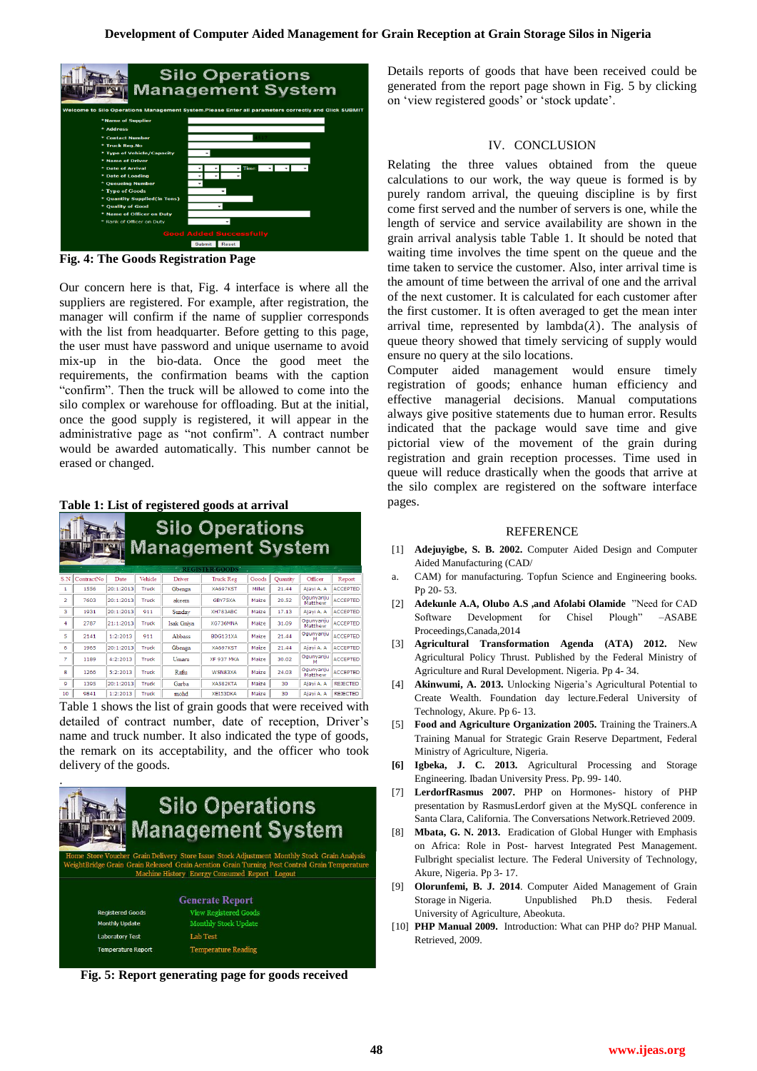**Fig. 4: The Goods Registration Page**

Our concern here is that, Fig. 4 interface is where all the suppliers are registered. For example, after registration, the manager will confirm if the name of supplier corresponds with the list from headquarter. Before getting to this page, the user must have password and unique username to avoid mix-up in the bio-data. Once the good meet the requirements, the confirmation beams with the caption "confirm". Then the truck will be allowed to come into the silo complex or warehouse for offloading. But at the initial, once the good supply is registered, it will appear in the administrative page as "not confirm". A contract number would be awarded automatically. This number cannot be erased or changed.

**Table 1: List of registered goods at arrival**

| S.N | ContractNo | Date | Vehicle | Driver | Truck Reg | Goods | Quantity | Officer | Report |
|---|---|---|---|---|---|---|---|---|---|
| 1 | 1556 | 20:1:2013 | Truck | Gbenga | XA697KST | Millet | 21.44 | Ajayi A. A | ACCEPTED |
| 2 | 7603 | 20:1:2013 | Truck | akeem | GBY75XA | Maize | 20.52 | Ogunyanju Matthew | ACCEPTED |
| 3 | 1931 | 20:1:2013 | 911 | Sunday | XH783ABC | Maize | 17.13 | Ajayi A. A | ACCEPTED |
| 4 | 2787 | 21:1:2013 | Truck | Isak Gniya | XG736MNA | Maize | 31.09 | Ogunyanju Matthew | ACCEPTED |
| 5 | 2141 | 1:2:2013 | 911 | Abbass | BDG131XA | Maize | 21.44 | Ogunyanju M | ACCEPTED |
| 6 | 1965 | 20:1:2013 | Truck | Gbenga | XA697KST | Maize | 21.44 | Ajayi A. A | ACCEPTED |
| 7 | 1189 | 4:2:2013 | Truck | Umaru | XF 937 MKA | Maize | 30.02 | Ogunyanju Matthew | ACCEPTED |
| 8 | 1266 | 5:2:2013 | Truck | Rafiu | WSN83XA | Maize | 24.03 | Ogunyanju Matthew | ACCEPTED |
| 9 | 1395 | 20:1:2013 | Truck | Garba | XA582KTA | Maize | 30 | Ajayi A. A | REJECTED |
| 10 | 9841 | 1:2:2013 | Truck | mohd | XE153DKA | Maize | 30 | Ajayi A. A | REJECTED |

Table 1 shows the list of grain goods that were received with detailed of contract number, date of reception, Driver's name and truck number. It also indicated the type of goods, the remark on its acceptability, and the officer who took delivery of the goods.

**Fig. 5: Report generating page for goods received**

Details reports of goods that have been received could be generated from the report page shown in Fig. 5 by clicking on 'view registered goods' or 'stock update'.

## IV. CONCLUSION

Relating the three values obtained from the queue calculations to our work, the way queue is formed is by purely random arrival, the queuing discipline is by first come first served and the number of servers is one, while the length of service and service availability are shown in the grain arrival analysis table Table 1. It should be noted that waiting time involves the time spent on the queue and the time taken to service the customer. Also, inter arrival time is the amount of time between the arrival of one and the arrival of the next customer. It is calculated for each customer after the first customer. It is often averaged to get the mean inter arrival time, represented by lambda($\lambda$). The analysis of queue theory showed that timely servicing of supply would ensure no query at the silo locations.

Computer aided management would ensure timely registration of goods; enhance human efficiency and effective managerial decisions. Manual computations always give positive statements due to human error. Results indicated that the package would save time and give pictorial view of the movement of the grain during registration and grain reception processes. Time used in queue will reduce drastically when the goods that arrive at the silo complex are registered on the software interface pages.

## REFERENCE

[1] **Adejuyigbe, S. B. 2002.** Computer Aided Design and Computer Aided Manufacturing (CAD/

a. CAM) for manufacturing. Topfun Science and Engineering books. Pp 20- 53.

[2] **Adekunle A.A, Olubo A.S ,and Afolabi Olamide** "Need for CAD Software Development for Chisel Plough" –ASABE Proceedings,Canada,2014

[3] **Agricultural Transformation Agenda (ATA) 2012.** New Agricultural Policy Thrust. Published by the Federal Ministry of Agriculture and Rural Development. Nigeria. Pp 4- 34.

[4] **Akinwumi, A. 2013.** Unlocking Nigeria's Agricultural Potential to Create Wealth. Foundation day lecture.Federal University of Technology, Akure. Pp 6- 13.

[5] **Food and Agriculture Organization 2005.** Training the Trainers.A Training Manual for Strategic Grain Reserve Department, Federal Ministry of Agriculture, Nigeria.

**[6]** **Igbeka, J. C. 2013.** Agricultural Processing and Storage Engineering. Ibadan University Press. Pp. 99- 140.

[7] **LerdorfRasmus 2007.** PHP on Hormones- history of PHP presentation by RasmusLerdorf given at the MySQL conference in Santa Clara, California. The Conversations Network.Retrieved 2009.

[8] **Mbata, G. N. 2013.** Eradication of Global Hunger with Emphasis on Africa: Role in Post- harvest Integrated Pest Management. Fulbright specialist lecture. The Federal University of Technology, Akure, Nigeria. Pp 3- 17.

[9] **Olorunfemi, B. J. 2014** Computer Aided Management of Grain Storage in Nigeria. Unpublished Ph.D thesis. Federal University of Agriculture, Abeokuta.

[10] **PHP Manual 2009.** Introduction: What can PHP do? PHP Manual. Retrieved, 2009.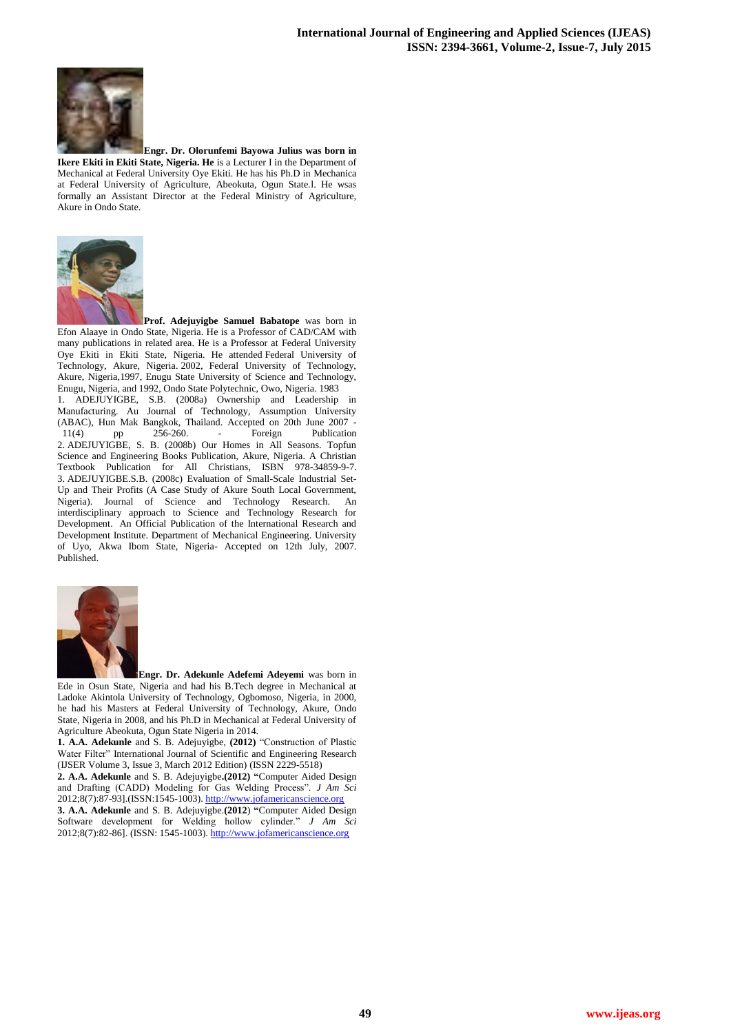**Engr. Dr. Olorunfemi Bayowa Julius was born in Ikere Ekiti in Ekiti State, Nigeria. He** is a Lecturer I in the Department of Mechanical at Federal University Oye Ekiti. He has his Ph.D in Mechanica at Federal University of Agriculture, Abeokuta, Ogun State.l. He wsas formally an Assistant Director at the Federal Ministry of Agriculture, Akure in Ondo State.

**Prof. Adejuyigbe Samuel Babatope** was born in Efon Alaaye in Ondo State, Nigeria. He is a Professor of CAD/CAM with many publications in related area. He is a Professor at Federal University Oye Ekiti in Ekiti State, Nigeria. He attended Federal University of Technology, Akure, Nigeria. 2002, Federal University of Technology, Akure, Nigeria,1997, Enugu State University of Science and Technology, Enugu, Nigeria, and 1992, Ondo State Polytechnic, Owo, Nigeria. 1983

1. ADEJUYIGBE, S.B. (2008a) Ownership and Leadership in Manufacturing. Au Journal of Technology, Assumption University (ABAC), Hun Mak Bangkok, Thailand. Accepted on 20th June 2007 - 11(4) pp 256-260. - Foreign Publication
2. ADEJUYIGBE, S. B. (2008b) Our Homes in All Seasons. Topfun Science and Engineering Books Publication, Akure, Nigeria. A Christian Textbook Publication for All Christians, ISBN 978-34859-9-7.
3. ADEJUYIGBE.S.B. (2008c) Evaluation of Small-Scale Industrial Set-Up and Their Profits (A Case Study of Akure South Local Government, Nigeria). Journal of Science and Technology Research. An interdisciplinary approach to Science and Technology Research for Development. An Official Publication of the International Research and Development Institute. Department of Mechanical Engineering. University of Uyo, Akwa Ibom State, Nigeria- Accepted on 12th July, 2007. Published.

**Engr. Dr. Adekunle Adefemi Adeyemi** was born in Ede in Osun State, Nigeria and had his B.Tech degree in Mechanical at Ladoke Akintola University of Technology, Ogbomoso, Nigeria, in 2000, he had his Masters at Federal University of Technology, Akure, Ondo State, Nigeria in 2008, and his Ph.D in Mechanical at Federal University of Agriculture Abeokuta, Ogun State Nigeria in 2014.

**1. A.A. Adekunle** and S. B. Adejuyigbe, **(2012)** "Construction of Plastic Water Filter" International Journal of Scientific and Engineering Research (IJSER Volume 3, Issue 3, March 2012 Edition) (ISSN 2229-5518)

**2. A.A. Adekunle** and S. B. Adejuyigbe**.(2012) "**Computer Aided Design and Drafting (CADD) Modeling for Gas Welding Process". *J Am Sci* 2012;8(7):87-93].(ISSN:1545-1003). http://www.jofamericanscience.org

**3. A.A. Adekunle** and S. B. Adejuyigbe.**(2012**) **"**Computer Aided Design Software development for Welding hollow cylinder." *J Am Sci* 2012;8(7):82-86]. (ISSN: 1545-1003). http://www.jofamericanscience.org